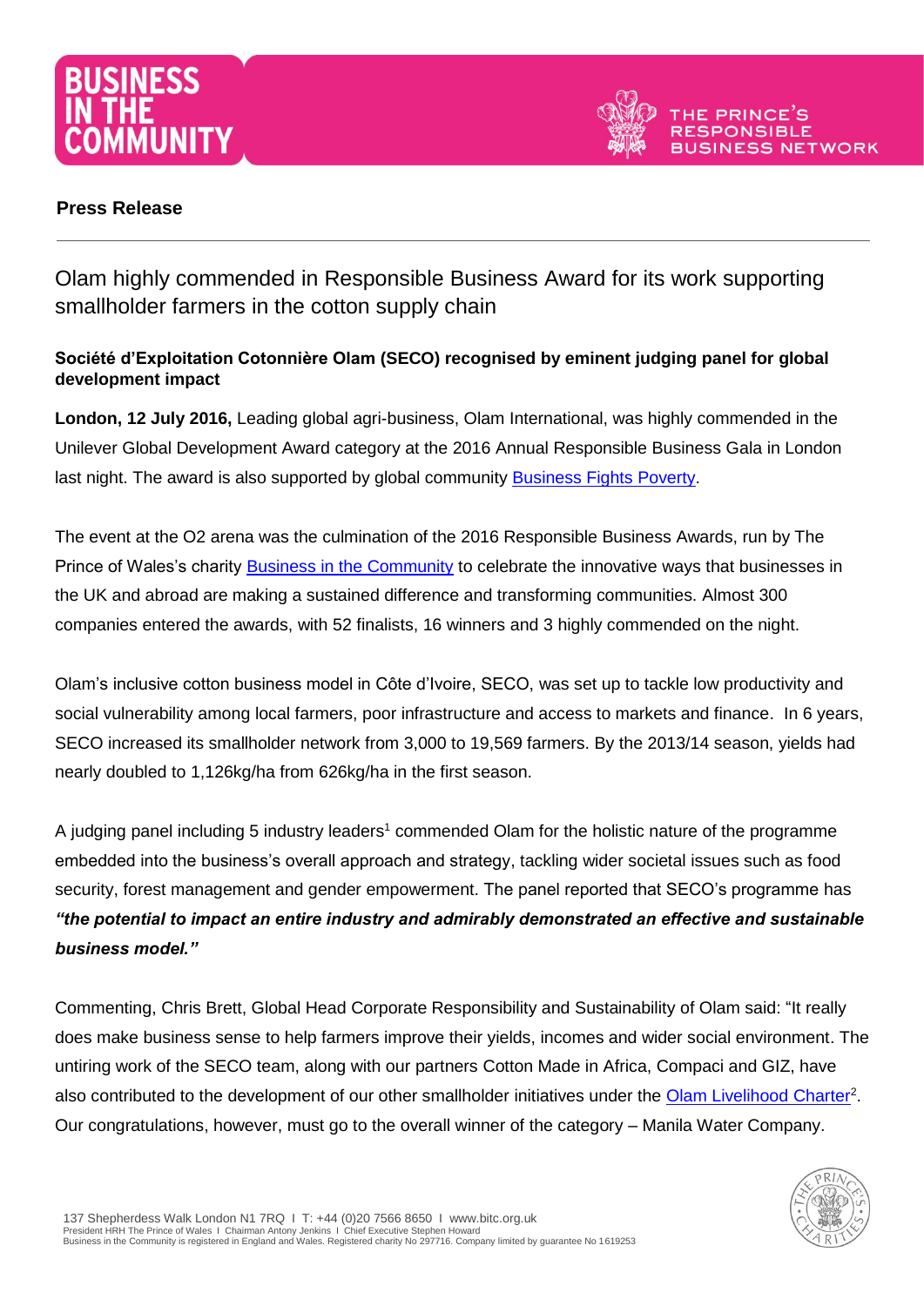**Press Release**

# Olam highly commended in Responsible Business Award for its work supporting smallholder farmers in the cotton supply chain

### Société d'Exploitation Cotonnière Olam (SECO) recognised by eminent judging panel for global development impact

**London, 12 July 2016,** Leading global agri-business, Olam International, was highly commended in the Unilever Global Development Award category at the 2016 Annual Responsible Business Gala in London last night. The award is also supported by global community Business Fights Poverty.

The event at the O2 arena was the culmination of the 2016 Responsible Business Awards, run by The Prince of Wales's charity Business in the Community to celebrate the innovative ways that businesses in the UK and abroad are making a sustained difference and transforming communities. Almost 300 companies entered the awards, with 52 finalists, 16 winners and 3 highly commended on the night.

Olam's inclusive cotton business model in Côte d'Ivoire, SECO, was set up to tackle low productivity and social vulnerability among local farmers, poor infrastructure and access to markets and finance. In 6 years, SECO increased its smallholder network from 3,000 to 19,569 farmers. By the 2013/14 season, yields had nearly doubled to 1,126kg/ha from 626kg/ha in the first season.

A judging panel including 5 industry leaders[1] commended Olam for the holistic nature of the programme embedded into the business's overall approach and strategy, tackling wider societal issues such as food security, forest management and gender empowerment. The panel reported that SECO's programme has ***"the potential to impact an entire industry and admirably demonstrated an effective and sustainable business model."***

Commenting, Chris Brett, Global Head Corporate Responsibility and Sustainability of Olam said: "It really does make business sense to help farmers improve their yields, incomes and wider social environment. The untiring work of the SECO team, along with our partners Cotton Made in Africa, Compaci and GIZ, have also contributed to the development of our other smallholder initiatives under the Olam Livelihood Charter[2]. Our congratulations, however, must go to the overall winner of the category – Manila Water Company.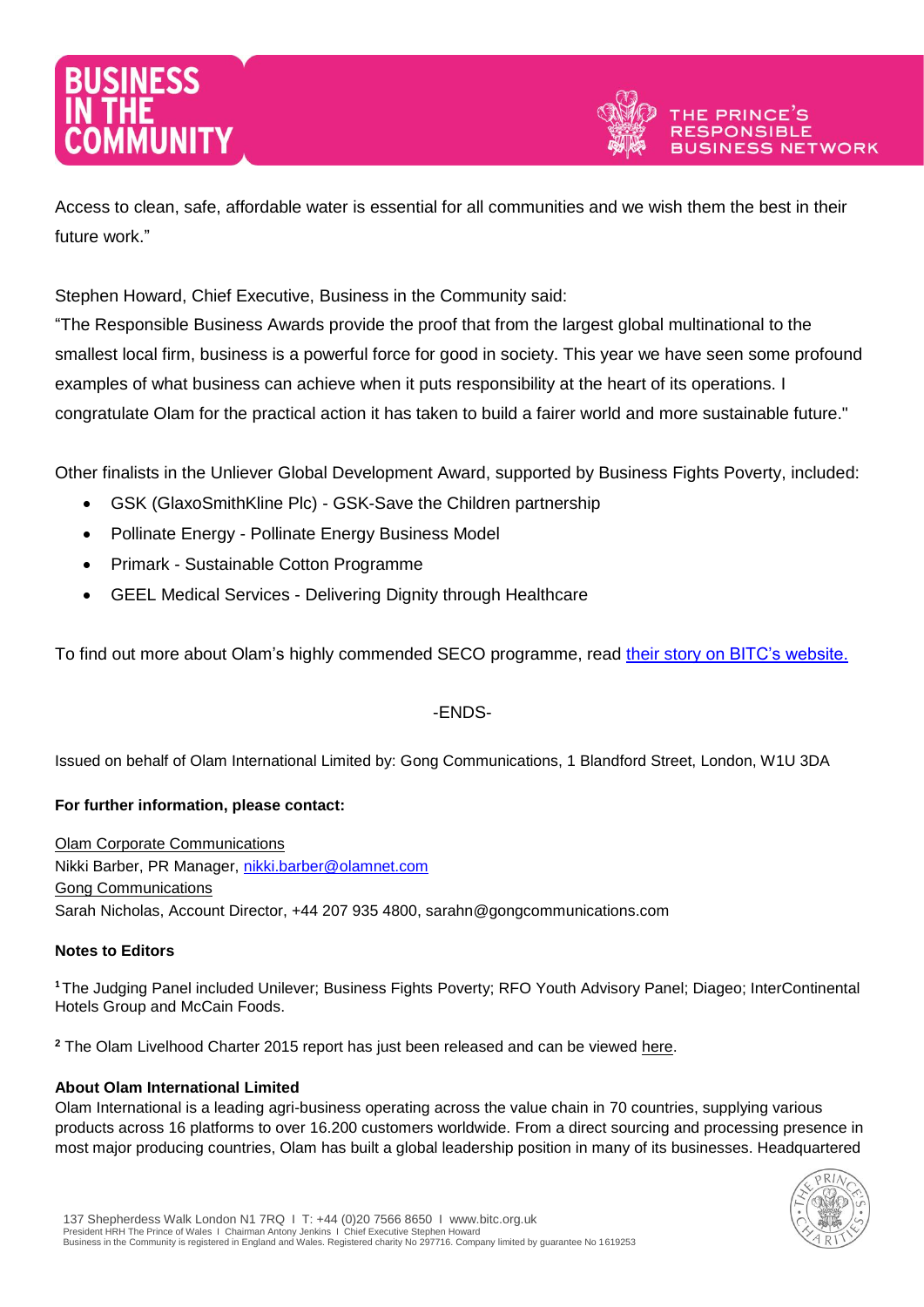Access to clean, safe, affordable water is essential for all communities and we wish them the best in their future work."

Stephen Howard, Chief Executive, Business in the Community said:
"The Responsible Business Awards provide the proof that from the largest global multinational to the smallest local firm, business is a powerful force for good in society. This year we have seen some profound examples of what business can achieve when it puts responsibility at the heart of its operations. I congratulate Olam for the practical action it has taken to build a fairer world and more sustainable future."

Other finalists in the Unliever Global Development Award, supported by Business Fights Poverty, included:

- GSK (GlaxoSmithKline Plc) - GSK-Save the Children partnership
- Pollinate Energy - Pollinate Energy Business Model
- Primark - Sustainable Cotton Programme
- GEEL Medical Services - Delivering Dignity through Healthcare

To find out more about Olam's highly commended SECO programme, read [their story on BITC's website.]

-ENDS-

Issued on behalf of Olam International Limited by: Gong Communications, 1 Blandford Street, London, W1U 3DA

**For further information, please contact:**

Olam Corporate Communications
Nikki Barber, PR Manager, nikki.barber@olamnet.com
Gong Communications
Sarah Nicholas, Account Director, +44 207 935 4800, sarahn@gongcommunications.com

**Notes to Editors**

[1] The Judging Panel included Unilever; Business Fights Poverty; RFO Youth Advisory Panel; Diageo; InterContinental Hotels Group and McCain Foods.

[2] The Olam Livelhood Charter 2015 report has just been released and can be viewed here.

**About Olam International Limited**
Olam International is a leading agri-business operating across the value chain in 70 countries, supplying various products across 16 platforms to over 16.200 customers worldwide. From a direct sourcing and processing presence in most major producing countries, Olam has built a global leadership position in many of its businesses. Headquartered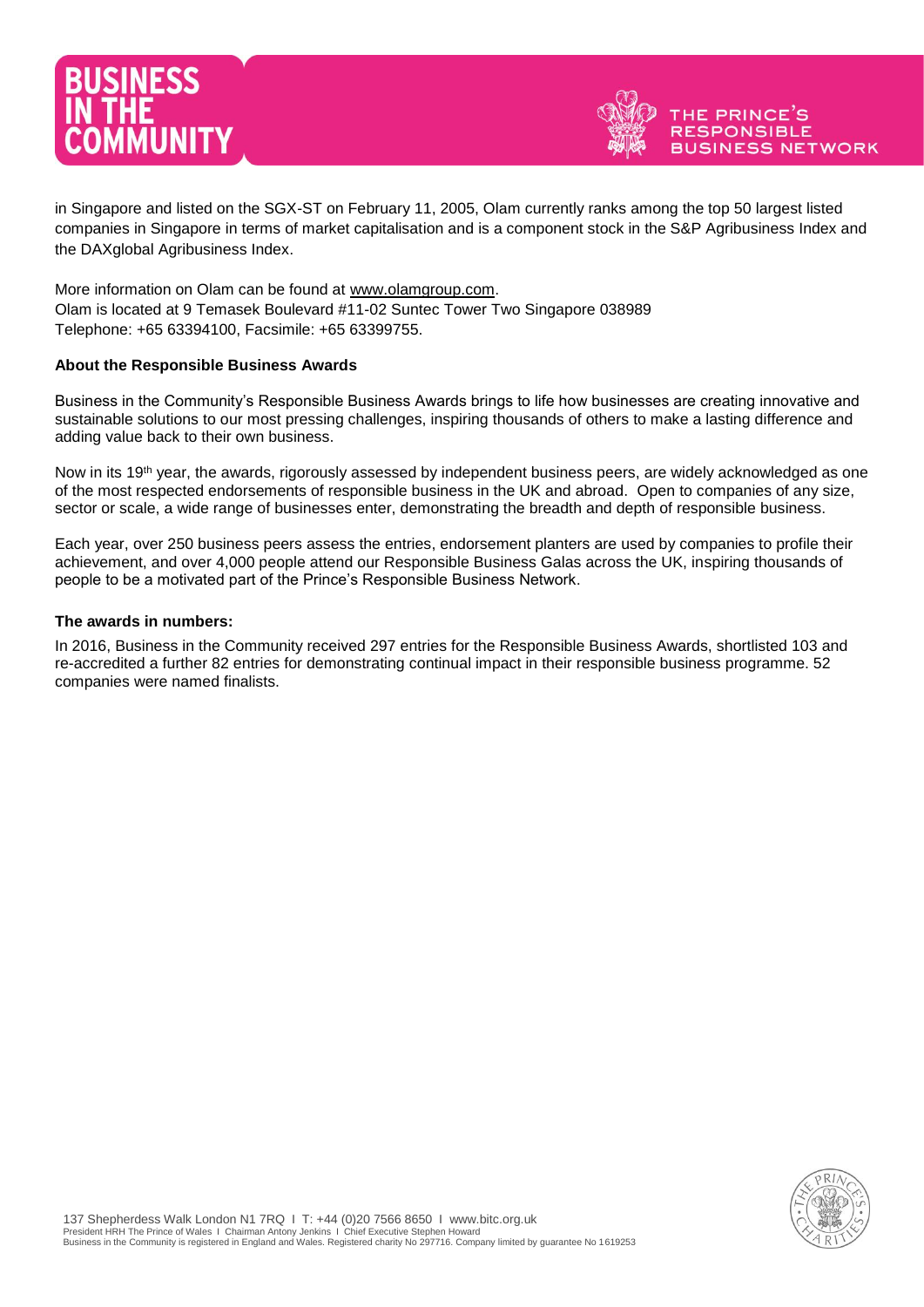in Singapore and listed on the SGX-ST on February 11, 2005, Olam currently ranks among the top 50 largest listed companies in Singapore in terms of market capitalisation and is a component stock in the S&P Agribusiness Index and the DAXglobal Agribusiness Index.

More information on Olam can be found at www.olamgroup.com.
Olam is located at 9 Temasek Boulevard #11-02 Suntec Tower Two Singapore 038989
Telephone: +65 63394100, Facsimile: +65 63399755.

**About the Responsible Business Awards**

Business in the Community's Responsible Business Awards brings to life how businesses are creating innovative and sustainable solutions to our most pressing challenges, inspiring thousands of others to make a lasting difference and adding value back to their own business.

Now in its 19th year, the awards, rigorously assessed by independent business peers, are widely acknowledged as one of the most respected endorsements of responsible business in the UK and abroad. Open to companies of any size, sector or scale, a wide range of businesses enter, demonstrating the breadth and depth of responsible business.

Each year, over 250 business peers assess the entries, endorsement planters are used by companies to profile their achievement, and over 4,000 people attend our Responsible Business Galas across the UK, inspiring thousands of people to be a motivated part of the Prince's Responsible Business Network.

**The awards in numbers:**

In 2016, Business in the Community received 297 entries for the Responsible Business Awards, shortlisted 103 and re-accredited a further 82 entries for demonstrating continual impact in their responsible business programme. 52 companies were named finalists.